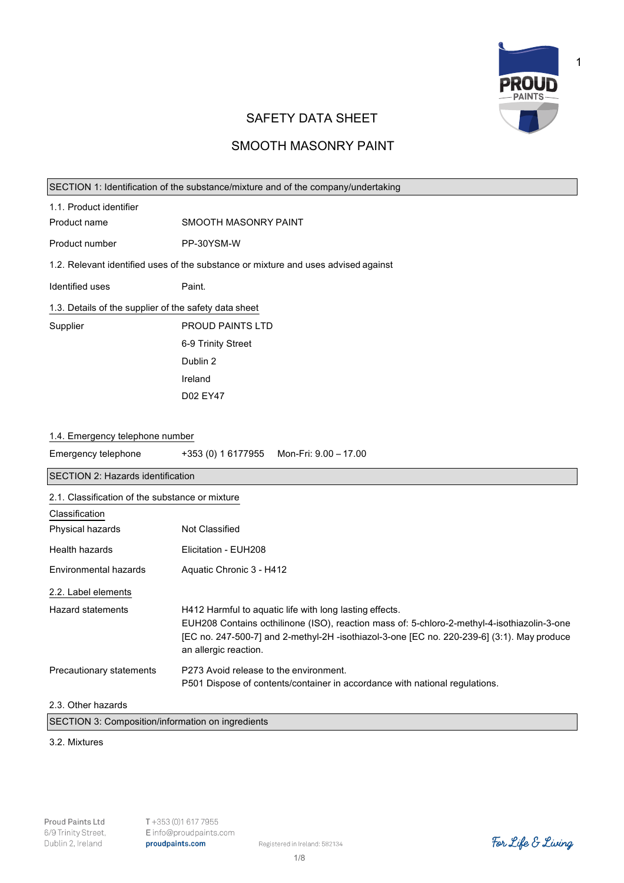# SAFETY DATA SHEET

# SMOOTH MASONRY PAINT

## SECTION 1: Identification of the substance/mixture and of the company/undertaking

### 1.1. Product identifier

| | |
|---|---|
| Product name | SMOOTH MASONRY PAINT |
| Product number | PP-30YSM-W |

### 1.2. Relevant identified uses of the substance or mixture and uses advised against

| | |
|---|---|
| Identified uses | Paint. |

### 1.3. Details of the supplier of the safety data sheet

| | |
|---|---|
| Supplier | PROUD PAINTS LTD<br>6-9 Trinity Street<br>Dublin 2<br>Ireland<br>D02 EY47 |

### 1.4. Emergency telephone number

| | |
|---|---|
| Emergency telephone | +353 (0) 1 6177955 Mon-Fri: 9.00 – 17.00 |

## SECTION 2: Hazards identification

### 2.1. Classification of the substance or mixture

**Classification**

| | |
|---|---|
| Physical hazards | Not Classified |
| Health hazards | Elicitation - EUH208 |
| Environmental hazards | Aquatic Chronic 3 - H412 |

### 2.2. Label elements

| | |
|---|---|
| Hazard statements | H412 Harmful to aquatic life with long lasting effects.<br>EUH208 Contains octhilinone (ISO), reaction mass of: 5-chloro-2-methyl-4-isothiazolin-3-one [EC no. 247-500-7] and 2-methyl-2H -isothiazol-3-one [EC no. 220-239-6] (3:1). May produce an allergic reaction. |
| Precautionary statements | P273 Avoid release to the environment.<br>P501 Dispose of contents/container in accordance with national regulations. |

### 2.3. Other hazards

## SECTION 3: Composition/information on ingredients

### 3.2. Mixtures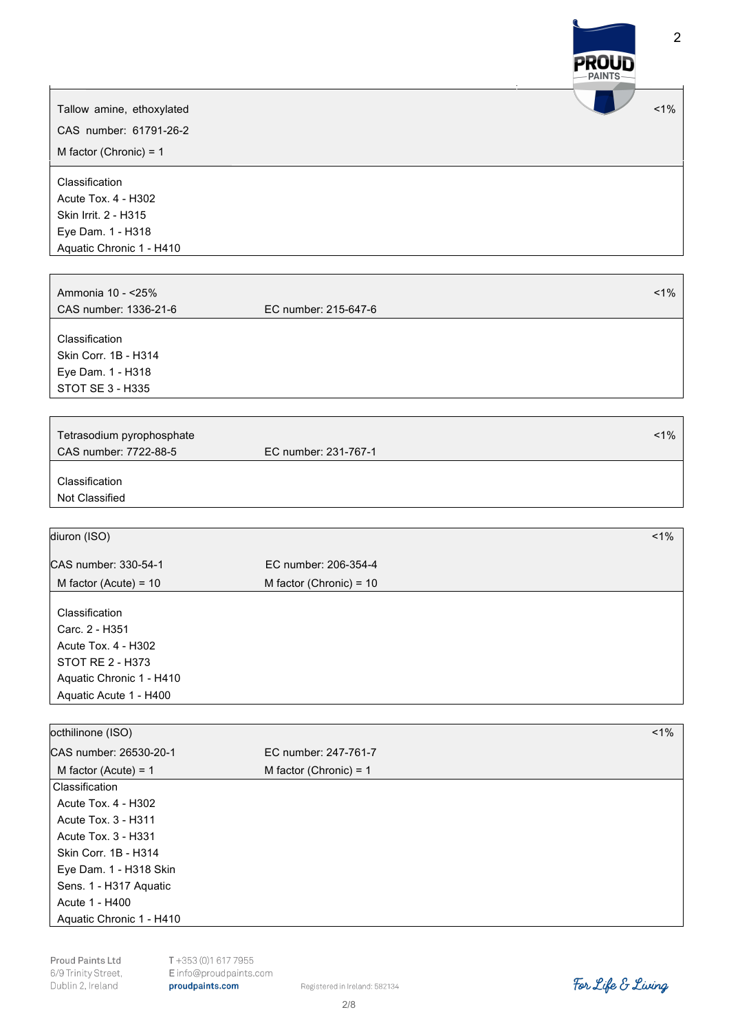Tallow amine, ethoxylated <1%

CAS number: 61791-26-2

M factor (Chronic) = 1

Classification
Acute Tox. 4 - H302
Skin Irrit. 2 - H315
Eye Dam. 1 - H318
Aquatic Chronic 1 - H410

Ammonia 10 - <25% <1%
CAS number: 1336-21-6 EC number: 215-647-6

Classification
Skin Corr. 1B - H314
Eye Dam. 1 - H318
STOT SE 3 - H335

Tetrasodium pyrophosphate <1%
CAS number: 7722-88-5 EC number: 231-767-1

Classification
Not Classified

diuron (ISO) <1%

CAS number: 330-54-1 EC number: 206-354-4
M factor (Acute) = 10 M factor (Chronic) = 10

Classification
Carc. 2 - H351
Acute Tox. 4 - H302
STOT RE 2 - H373
Aquatic Chronic 1 - H410
Aquatic Acute 1 - H400

octhilinone (ISO) <1%
CAS number: 26530-20-1 EC number: 247-761-7
M factor (Acute) = 1 M factor (Chronic) = 1

Classification
Acute Tox. 4 - H302
Acute Tox. 3 - H311
Acute Tox. 3 - H331
Skin Corr. 1B - H314
Eye Dam. 1 - H318 Skin
Sens. 1 - H317 Aquatic
Acute 1 - H400
Aquatic Chronic 1 - H410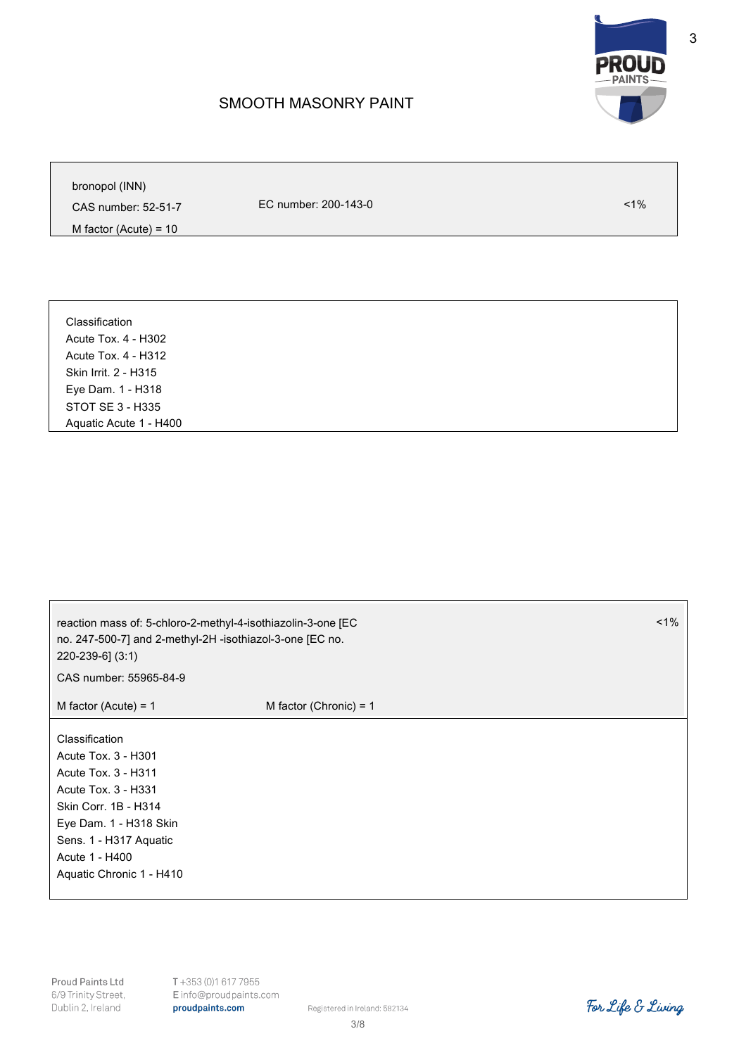| bronopol (INN) | | |
|---|---|---|
| CAS number: 52-51-7 | EC number: 200-143-0 | <1% |
| M factor (Acute) = 10 | | |

**Classification**

Acute Tox. 4 - H302
Acute Tox. 4 - H312
Skin Irrit. 2 - H315
Eye Dam. 1 - H318
STOT SE 3 - H335
Aquatic Acute 1 - H400

| reaction mass of: 5-chloro-2-methyl-4-isothiazolin-3-one [EC no. 247-500-7] and 2-methyl-2H -isothiazol-3-one [EC no. 220-239-6] (3:1) | | <1% |
|---|---|---|
| CAS number: 55965-84-9 | | |
| M factor (Acute) = 1 | M factor (Chronic) = 1 | |

**Classification**

Acute Tox. 3 - H301
Acute Tox. 3 - H311
Acute Tox. 3 - H331
Skin Corr. 1B - H314
Eye Dam. 1 - H318
Skin Sens. 1 - H317
Aquatic Acute 1 - H400
Aquatic Chronic 1 - H410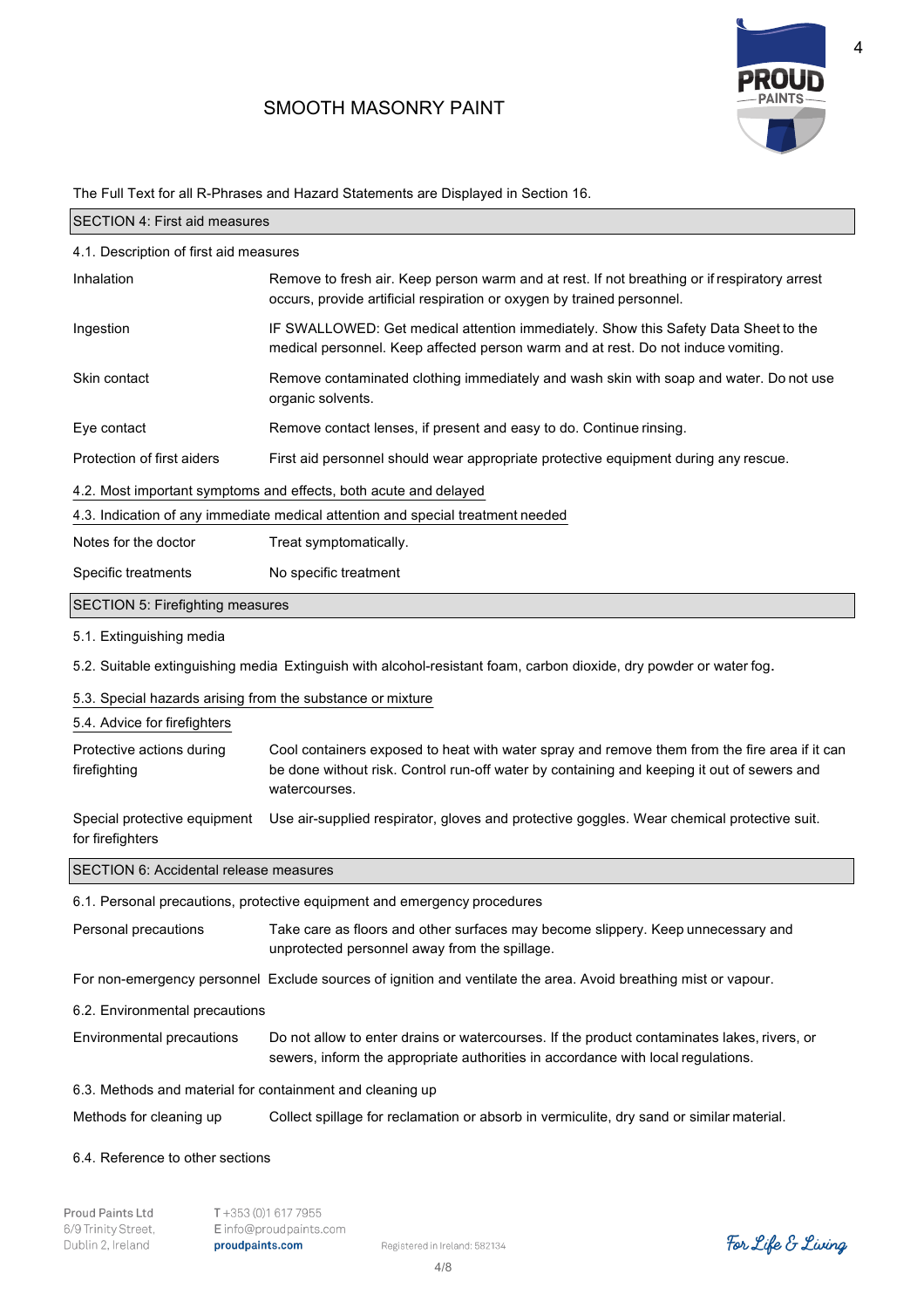The Full Text for all R-Phrases and Hazard Statements are Displayed in Section 16.

## SECTION 4: First aid measures

### 4.1. Description of first aid measures

| | |
|---|---|
| Inhalation | Remove to fresh air. Keep person warm and at rest. If not breathing or if respiratory arrest occurs, provide artificial respiration or oxygen by trained personnel. |
| Ingestion | IF SWALLOWED: Get medical attention immediately. Show this Safety Data Sheet to the medical personnel. Keep affected person warm and at rest. Do not induce vomiting. |
| Skin contact | Remove contaminated clothing immediately and wash skin with soap and water. Do not use organic solvents. |
| Eye contact | Remove contact lenses, if present and easy to do. Continue rinsing. |
| Protection of first aiders | First aid personnel should wear appropriate protective equipment during any rescue. |

### 4.2. Most important symptoms and effects, both acute and delayed

### 4.3. Indication of any immediate medical attention and special treatment needed

| | |
|---|---|
| Notes for the doctor | Treat symptomatically. |
| Specific treatments | No specific treatment |

## SECTION 5: Firefighting measures

### 5.1. Extinguishing media

5.2. Suitable extinguishing media Extinguish with alcohol-resistant foam, carbon dioxide, dry powder or water fog.

### 5.3. Special hazards arising from the substance or mixture

### 5.4. Advice for firefighters

| | |
|---|---|
| Protective actions during firefighting | Cool containers exposed to heat with water spray and remove them from the fire area if it can be done without risk. Control run-off water by containing and keeping it out of sewers and watercourses. |
| Special protective equipment for firefighters | Use air-supplied respirator, gloves and protective goggles. Wear chemical protective suit. |

## SECTION 6: Accidental release measures

### 6.1. Personal precautions, protective equipment and emergency procedures

| | |
|---|---|
| Personal precautions | Take care as floors and other surfaces may become slippery. Keep unnecessary and unprotected personnel away from the spillage. |
| For non-emergency personnel | Exclude sources of ignition and ventilate the area. Avoid breathing mist or vapour. |

### 6.2. Environmental precautions

| | |
|---|---|
| Environmental precautions | Do not allow to enter drains or watercourses. If the product contaminates lakes, rivers, or sewers, inform the appropriate authorities in accordance with local regulations. |

### 6.3. Methods and material for containment and cleaning up

| | |
|---|---|
| Methods for cleaning up | Collect spillage for reclamation or absorb in vermiculite, dry sand or similar material. |

### 6.4. Reference to other sections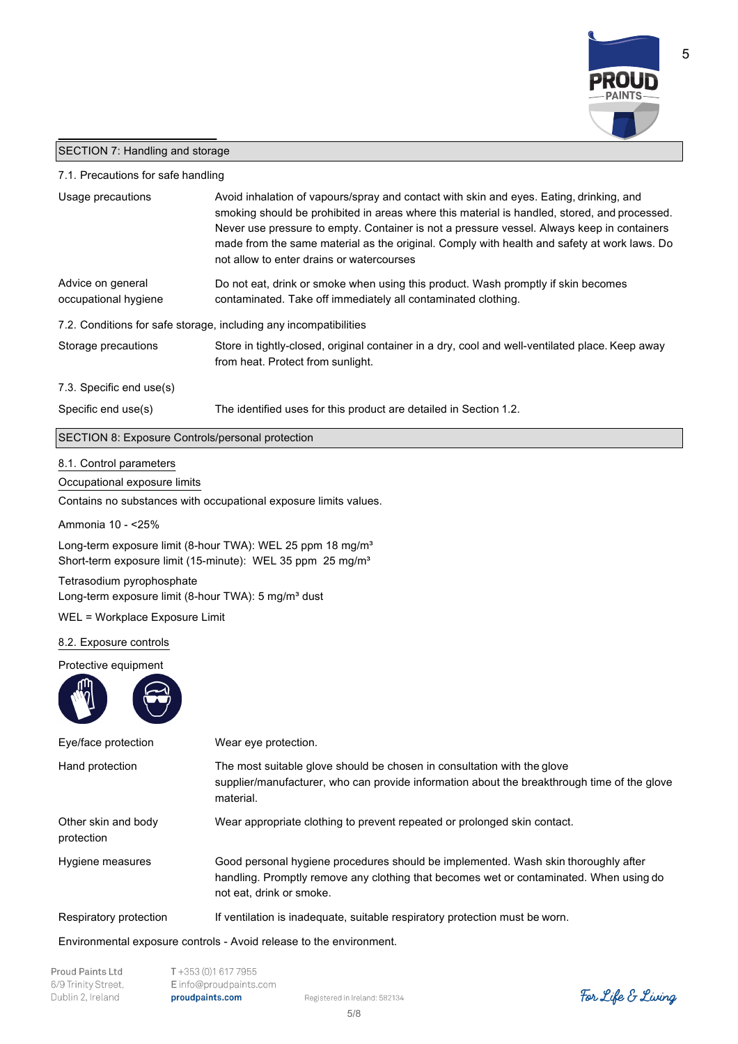## SECTION 7: Handling and storage

7.1. Precautions for safe handling

| | |
|---|---|
| Usage precautions | Avoid inhalation of vapours/spray and contact with skin and eyes. Eating, drinking, and smoking should be prohibited in areas where this material is handled, stored, and processed. Never use pressure to empty. Container is not a pressure vessel. Always keep in containers made from the same material as the original. Comply with health and safety at work laws. Do not allow to enter drains or watercourses |
| Advice on general occupational hygiene | Do not eat, drink or smoke when using this product. Wash promptly if skin becomes contaminated. Take off immediately all contaminated clothing. |

7.2. Conditions for safe storage, including any incompatibilities

| | |
|---|---|
| Storage precautions | Store in tightly-closed, original container in a dry, cool and well-ventilated place. Keep away from heat. Protect from sunlight. |

7.3. Specific end use(s)

| | |
|---|---|
| Specific end use(s) | The identified uses for this product are detailed in Section 1.2. |

## SECTION 8: Exposure Controls/personal protection

8.1. Control parameters

Occupational exposure limits

Contains no substances with occupational exposure limits values.

Ammonia 10 - <25%

Long-term exposure limit (8-hour TWA): WEL 25 ppm 18 mg/m³
Short-term exposure limit (15-minute): WEL 35 ppm 25 mg/m³

Tetrasodium pyrophosphate
Long-term exposure limit (8-hour TWA): 5 mg/m³ dust

WEL = Workplace Exposure Limit

8.2. Exposure controls

Protective equipment

| | |
|---|---|
| Eye/face protection | Wear eye protection. |
| Hand protection | The most suitable glove should be chosen in consultation with the glove supplier/manufacturer, who can provide information about the breakthrough time of the glove material. |
| Other skin and body protection | Wear appropriate clothing to prevent repeated or prolonged skin contact. |
| Hygiene measures | Good personal hygiene procedures should be implemented. Wash skin thoroughly after handling. Promptly remove any clothing that becomes wet or contaminated. When using do not eat, drink or smoke. |
| Respiratory protection | If ventilation is inadequate, suitable respiratory protection must be worn. |

Environmental exposure controls - Avoid release to the environment.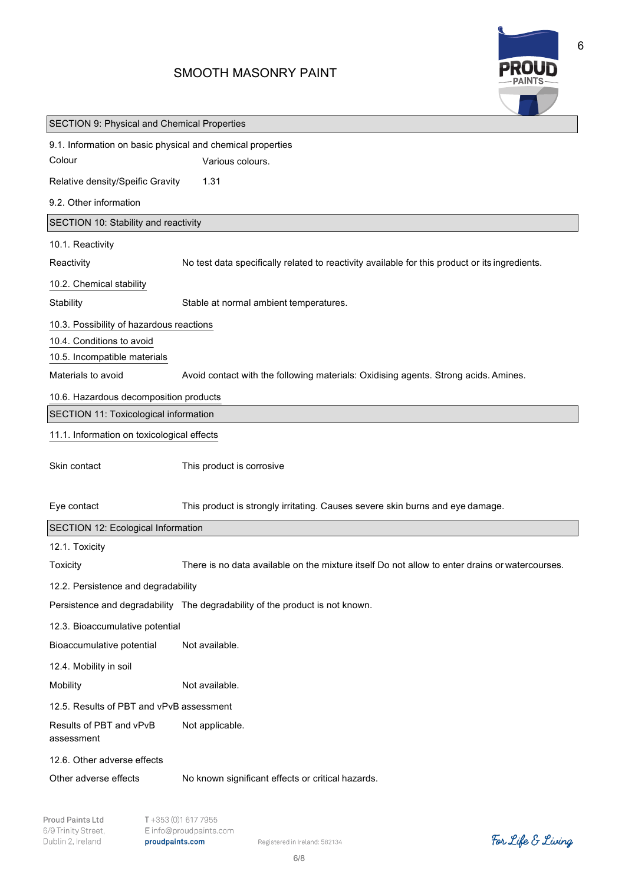SMOOTH MASONRY PAINT

## SECTION 9: Physical and Chemical Properties

### 9.1. Information on basic physical and chemical properties

| | |
|---|---|
| Colour | Various colours. |
| Relative density/Speific Gravity | 1.31 |

### 9.2. Other information

## SECTION 10: Stability and reactivity

### 10.1. Reactivity

| | |
|---|---|
| Reactivity | No test data specifically related to reactivity available for this product or its ingredients. |

### 10.2. Chemical stability

| | |
|---|---|
| Stability | Stable at normal ambient temperatures. |

### 10.3. Possibility of hazardous reactions

### 10.4. Conditions to avoid

### 10.5. Incompatible materials

| | |
|---|---|
| Materials to avoid | Avoid contact with the following materials: Oxidising agents. Strong acids. Amines. |

### 10.6. Hazardous decomposition products

## SECTION 11: Toxicological information

### 11.1. Information on toxicological effects

| | |
|---|---|
| Skin contact | This product is corrosive |
| Eye contact | This product is strongly irritating. Causes severe skin burns and eye damage. |

## SECTION 12: Ecological Information

### 12.1. Toxicity

| | |
|---|---|
| Toxicity | There is no data available on the mixture itself Do not allow to enter drains or watercourses. |

### 12.2. Persistence and degradability

| | |
|---|---|
| Persistence and degradability | The degradability of the product is not known. |

### 12.3. Bioaccumulative potential

| | |
|---|---|
| Bioaccumulative potential | Not available. |

### 12.4. Mobility in soil

| | |
|---|---|
| Mobility | Not available. |

### 12.5. Results of PBT and vPvB assessment

| | |
|---|---|
| Results of PBT and vPvB assessment | Not applicable. |

### 12.6. Other adverse effects

| | |
|---|---|
| Other adverse effects | No known significant effects or critical hazards. |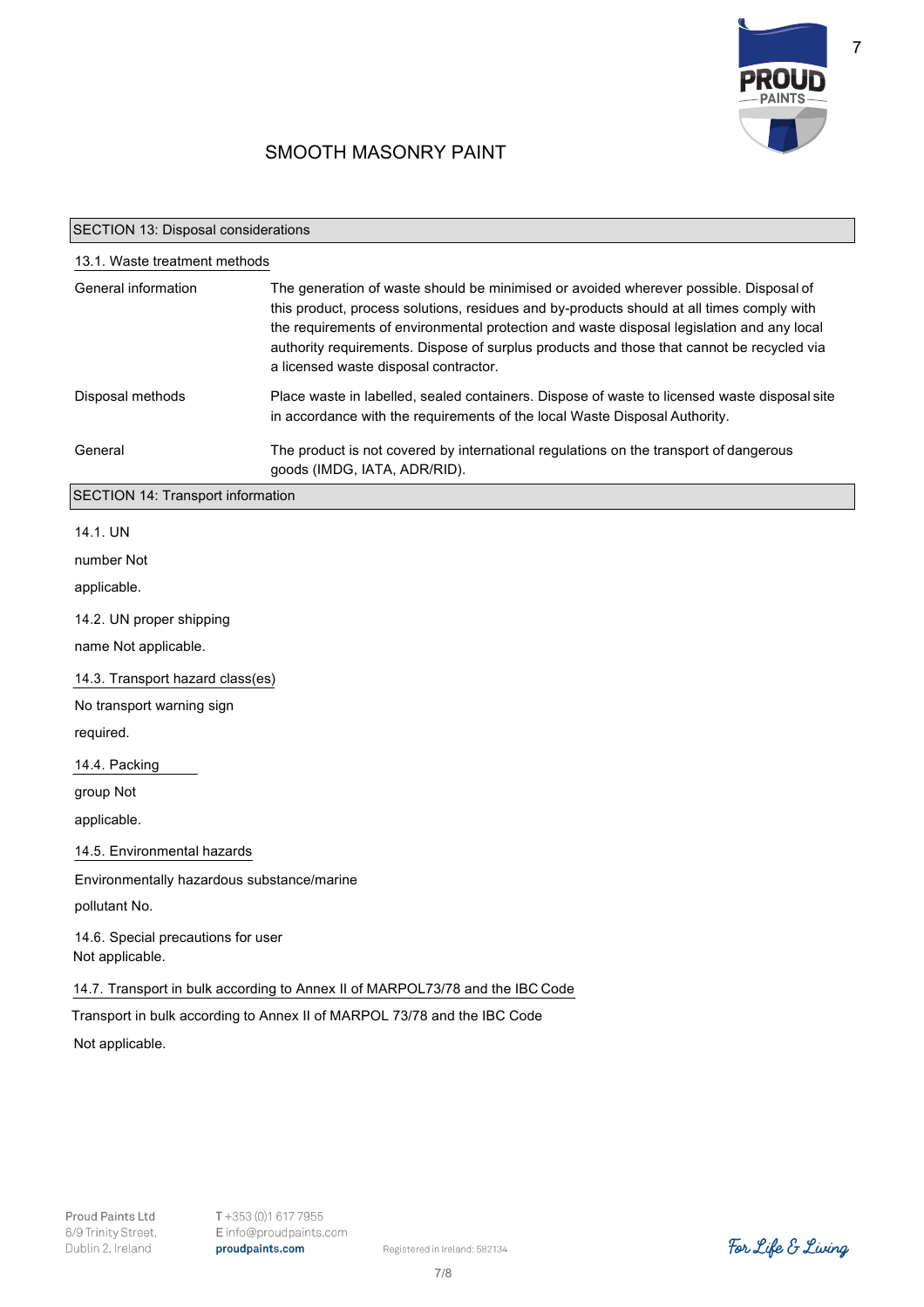# SMOOTH MASONRY PAINT

## SECTION 13: Disposal considerations

### 13.1. Waste treatment methods

| | |
|---|---|
| General information | The generation of waste should be minimised or avoided wherever possible. Disposal of this product, process solutions, residues and by-products should at all times comply with the requirements of environmental protection and waste disposal legislation and any local authority requirements. Dispose of surplus products and those that cannot be recycled via a licensed waste disposal contractor. |
| Disposal methods | Place waste in labelled, sealed containers. Dispose of waste to licensed waste disposal site in accordance with the requirements of the local Waste Disposal Authority. |
| General | The product is not covered by international regulations on the transport of dangerous goods (IMDG, IATA, ADR/RID). |

## SECTION 14: Transport information

14.1. UN number Not applicable.

14.2. UN proper shipping name Not applicable.

### 14.3. Transport hazard class(es)

No transport warning sign required.

### 14.4. Packing group

Not applicable.

### 14.5. Environmental hazards

Environmentally hazardous substance/marine pollutant No.

14.6. Special precautions for user

Not applicable.

### 14.7. Transport in bulk according to Annex II of MARPOL73/78 and the IBC Code

Transport in bulk according to Annex II of MARPOL 73/78 and the IBC Code

Not applicable.

Proud Paints Ltd
6/9 Trinity Street,
Dublin 2, Ireland

T +353 (0)1 617 7955
E info@proudpaints.com
proudpaints.com

Registered in Ireland: 582134

For Life & Living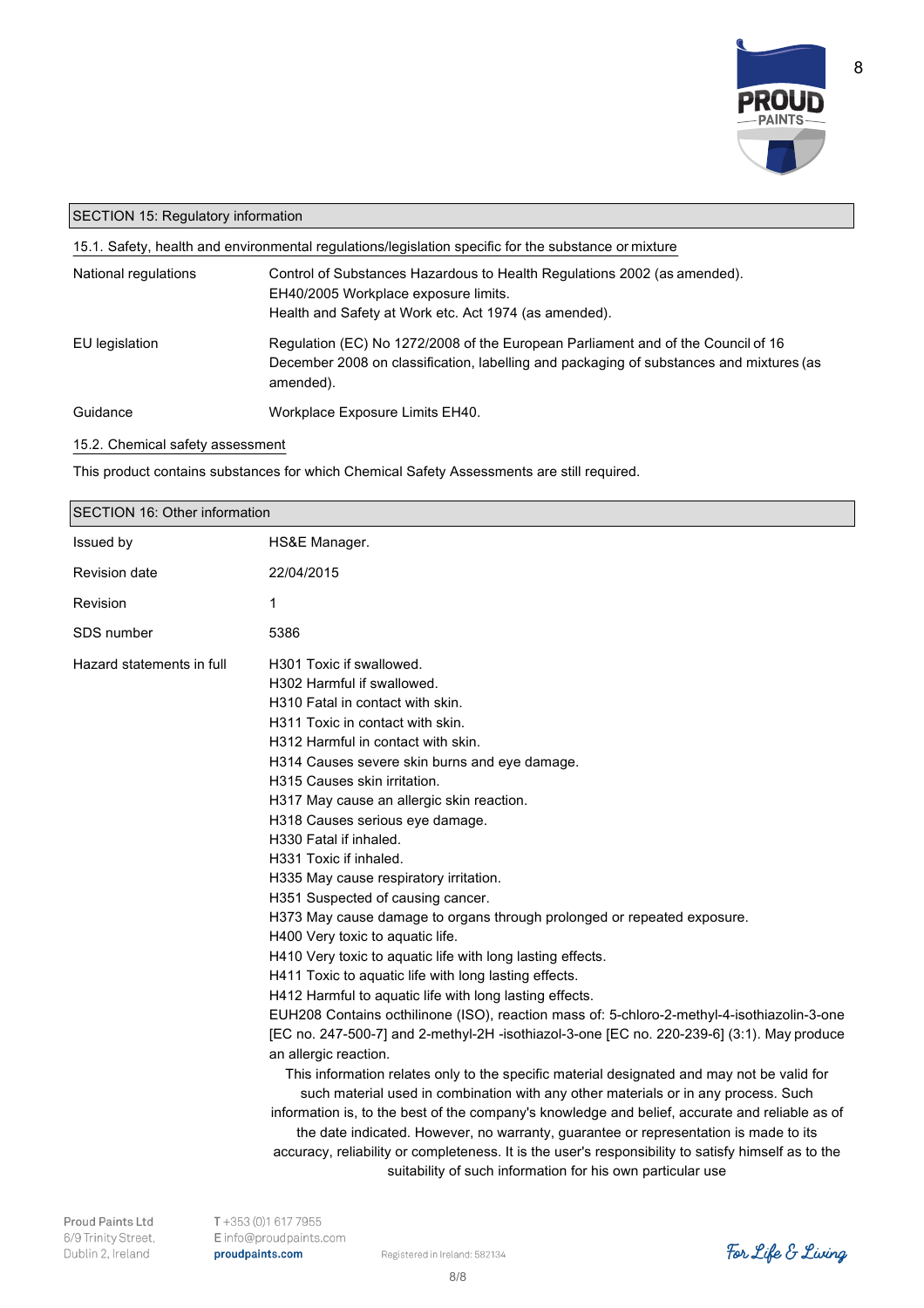## SECTION 15: Regulatory information

15.1. Safety, health and environmental regulations/legislation specific for the substance or mixture

| | |
|---|---|
| National regulations | Control of Substances Hazardous to Health Regulations 2002 (as amended). EH40/2005 Workplace exposure limits. Health and Safety at Work etc. Act 1974 (as amended). |
| EU legislation | Regulation (EC) No 1272/2008 of the European Parliament and of the Council of 16 December 2008 on classification, labelling and packaging of substances and mixtures (as amended). |
| Guidance | Workplace Exposure Limits EH40. |

15.2. Chemical safety assessment

This product contains substances for which Chemical Safety Assessments are still required.

## SECTION 16: Other information

| | |
|---|---|
| Issued by | HS&E Manager. |
| Revision date | 22/04/2015 |
| Revision | 1 |
| SDS number | 5386 |
| Hazard statements in full | H301 Toxic if swallowed.<br>H302 Harmful if swallowed.<br>H310 Fatal in contact with skin.<br>H311 Toxic in contact with skin.<br>H312 Harmful in contact with skin.<br>H314 Causes severe skin burns and eye damage.<br>H315 Causes skin irritation.<br>H317 May cause an allergic skin reaction.<br>H318 Causes serious eye damage.<br>H330 Fatal if inhaled.<br>H331 Toxic if inhaled.<br>H335 May cause respiratory irritation.<br>H351 Suspected of causing cancer.<br>H373 May cause damage to organs through prolonged or repeated exposure.<br>H400 Very toxic to aquatic life.<br>H410 Very toxic to aquatic life with long lasting effects.<br>H411 Toxic to aquatic life with long lasting effects.<br>H412 Harmful to aquatic life with long lasting effects.<br>EUH208 Contains octhilinone (ISO), reaction mass of: 5-chloro-2-methyl-4-isothiazolin-3-one [EC no. 247-500-7] and 2-methyl-2H -isothiazol-3-one [EC no. 220-239-6] (3:1). May produce an allergic reaction. |

This information relates only to the specific material designated and may not be valid for such material used in combination with any other materials or in any process. Such information is, to the best of the company's knowledge and belief, accurate and reliable as of the date indicated. However, no warranty, guarantee or representation is made to its accuracy, reliability or completeness. It is the user's responsibility to satisfy himself as to the suitability of such information for his own particular use